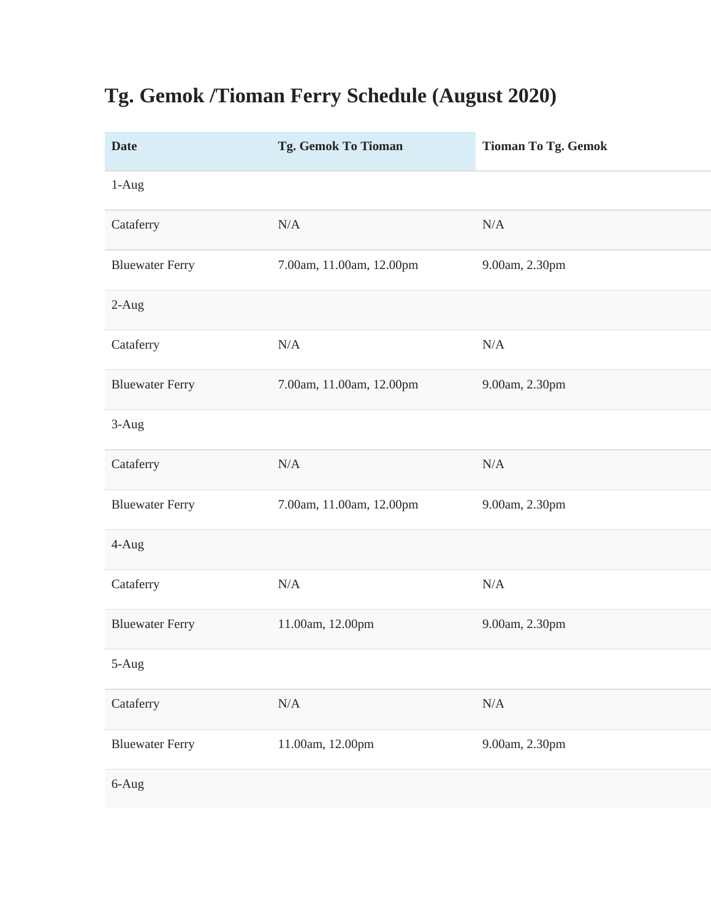# Tg. Gemok /Tioman Ferry Schedule (August 2020)

| Date | Tg. Gemok To Tioman | Tioman To Tg. Gemok |
|---|---|---|
| 1-Aug | | |
| Cataferry | N/A | N/A |
| Bluewater Ferry | 7.00am, 11.00am, 12.00pm | 9.00am, 2.30pm |
| 2-Aug | | |
| Cataferry | N/A | N/A |
| Bluewater Ferry | 7.00am, 11.00am, 12.00pm | 9.00am, 2.30pm |
| 3-Aug | | |
| Cataferry | N/A | N/A |
| Bluewater Ferry | 7.00am, 11.00am, 12.00pm | 9.00am, 2.30pm |
| 4-Aug | | |
| Cataferry | N/A | N/A |
| Bluewater Ferry | 11.00am, 12.00pm | 9.00am, 2.30pm |
| 5-Aug | | |
| Cataferry | N/A | N/A |
| Bluewater Ferry | 11.00am, 12.00pm | 9.00am, 2.30pm |
| 6-Aug | | |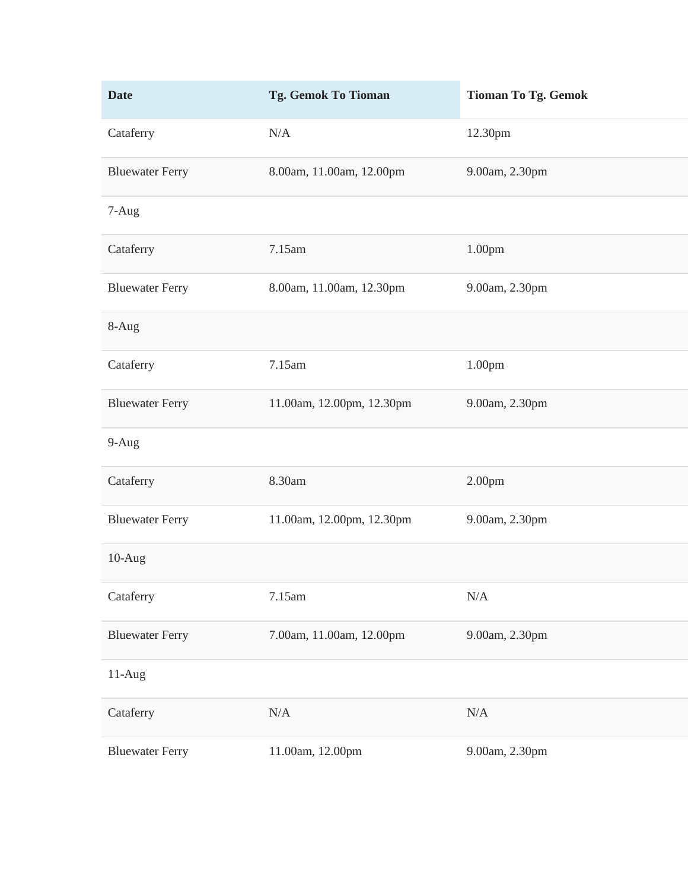| Date | Tg. Gemok To Tioman | Tioman To Tg. Gemok |
| --- | --- | --- |
| Cataferry | N/A | 12.30pm |
| Bluewater Ferry | 8.00am, 11.00am, 12.00pm | 9.00am, 2.30pm |
| 7-Aug | | |
| Cataferry | 7.15am | 1.00pm |
| Bluewater Ferry | 8.00am, 11.00am, 12.30pm | 9.00am, 2.30pm |
| 8-Aug | | |
| Cataferry | 7.15am | 1.00pm |
| Bluewater Ferry | 11.00am, 12.00pm, 12.30pm | 9.00am, 2.30pm |
| 9-Aug | | |
| Cataferry | 8.30am | 2.00pm |
| Bluewater Ferry | 11.00am, 12.00pm, 12.30pm | 9.00am, 2.30pm |
| 10-Aug | | |
| Cataferry | 7.15am | N/A |
| Bluewater Ferry | 7.00am, 11.00am, 12.00pm | 9.00am, 2.30pm |
| 11-Aug | | |
| Cataferry | N/A | N/A |
| Bluewater Ferry | 11.00am, 12.00pm | 9.00am, 2.30pm |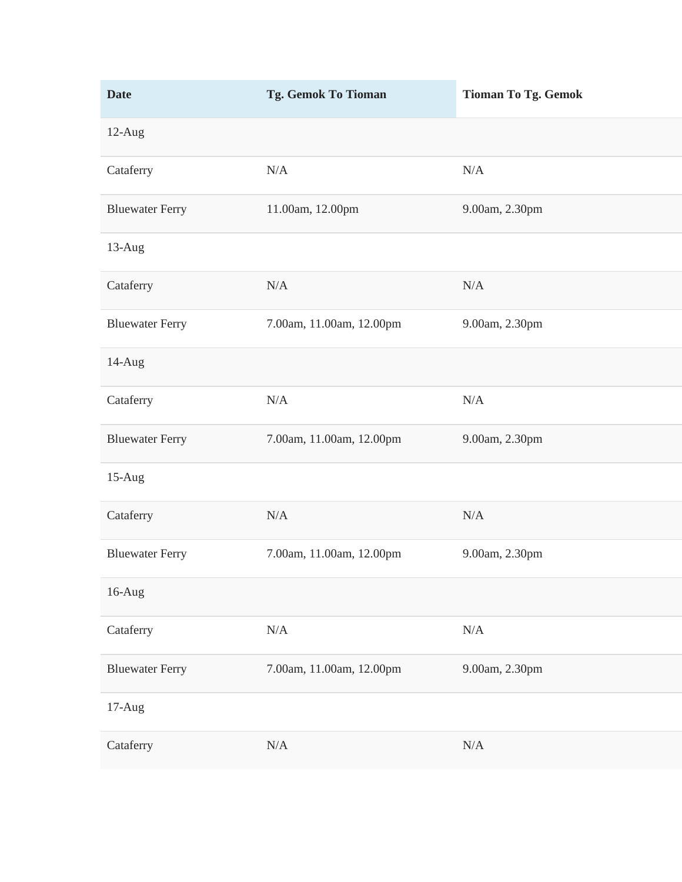| Date | Tg. Gemok To Tioman | Tioman To Tg. Gemok |
|---|---|---|
| 12-Aug | | |
| Cataferry | N/A | N/A |
| Bluewater Ferry | 11.00am, 12.00pm | 9.00am, 2.30pm |
| 13-Aug | | |
| Cataferry | N/A | N/A |
| Bluewater Ferry | 7.00am, 11.00am, 12.00pm | 9.00am, 2.30pm |
| 14-Aug | | |
| Cataferry | N/A | N/A |
| Bluewater Ferry | 7.00am, 11.00am, 12.00pm | 9.00am, 2.30pm |
| 15-Aug | | |
| Cataferry | N/A | N/A |
| Bluewater Ferry | 7.00am, 11.00am, 12.00pm | 9.00am, 2.30pm |
| 16-Aug | | |
| Cataferry | N/A | N/A |
| Bluewater Ferry | 7.00am, 11.00am, 12.00pm | 9.00am, 2.30pm |
| 17-Aug | | |
| Cataferry | N/A | N/A |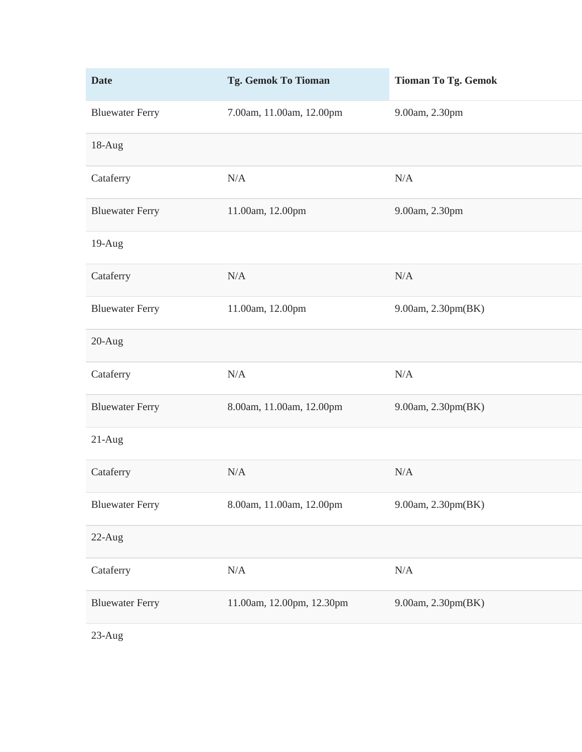| Date | Tg. Gemok To Tioman | Tioman To Tg. Gemok |
| --- | --- | --- |
| Bluewater Ferry | 7.00am, 11.00am, 12.00pm | 9.00am, 2.30pm |
| 18-Aug | | |
| Cataferry | N/A | N/A |
| Bluewater Ferry | 11.00am, 12.00pm | 9.00am, 2.30pm |
| 19-Aug | | |
| Cataferry | N/A | N/A |
| Bluewater Ferry | 11.00am, 12.00pm | 9.00am, 2.30pm(BK) |
| 20-Aug | | |
| Cataferry | N/A | N/A |
| Bluewater Ferry | 8.00am, 11.00am, 12.00pm | 9.00am, 2.30pm(BK) |
| 21-Aug | | |
| Cataferry | N/A | N/A |
| Bluewater Ferry | 8.00am, 11.00am, 12.00pm | 9.00am, 2.30pm(BK) |
| 22-Aug | | |
| Cataferry | N/A | N/A |
| Bluewater Ferry | 11.00am, 12.00pm, 12.30pm | 9.00am, 2.30pm(BK) |
| 23-Aug | | |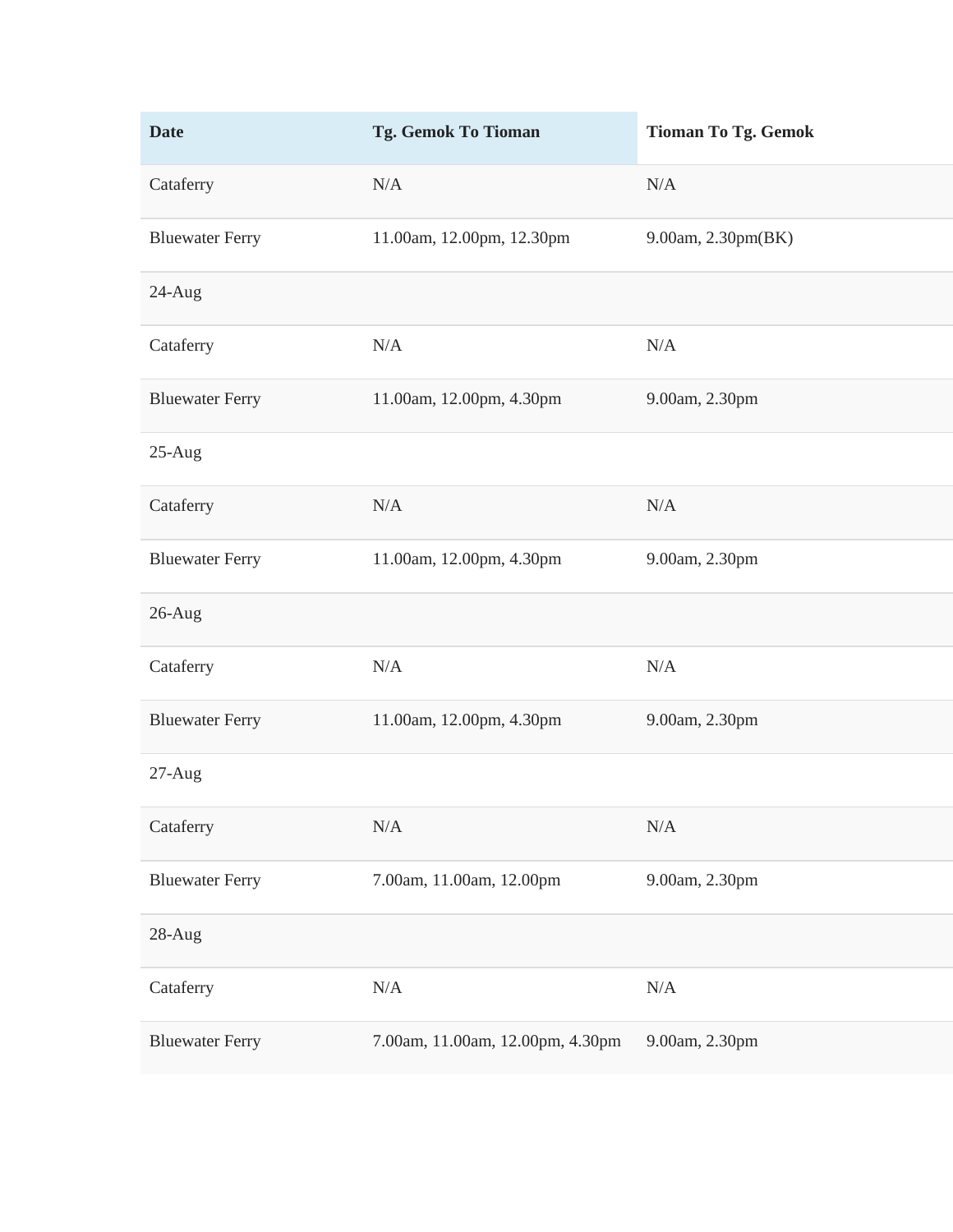| Date | Tg. Gemok To Tioman | Tioman To Tg. Gemok |
|---|---|---|
| Cataferry | N/A | N/A |
| Bluewater Ferry | 11.00am, 12.00pm, 12.30pm | 9.00am, 2.30pm(BK) |
| 24-Aug | | |
| Cataferry | N/A | N/A |
| Bluewater Ferry | 11.00am, 12.00pm, 4.30pm | 9.00am, 2.30pm |
| 25-Aug | | |
| Cataferry | N/A | N/A |
| Bluewater Ferry | 11.00am, 12.00pm, 4.30pm | 9.00am, 2.30pm |
| 26-Aug | | |
| Cataferry | N/A | N/A |
| Bluewater Ferry | 11.00am, 12.00pm, 4.30pm | 9.00am, 2.30pm |
| 27-Aug | | |
| Cataferry | N/A | N/A |
| Bluewater Ferry | 7.00am, 11.00am, 12.00pm | 9.00am, 2.30pm |
| 28-Aug | | |
| Cataferry | N/A | N/A |
| Bluewater Ferry | 7.00am, 11.00am, 12.00pm, 4.30pm | 9.00am, 2.30pm |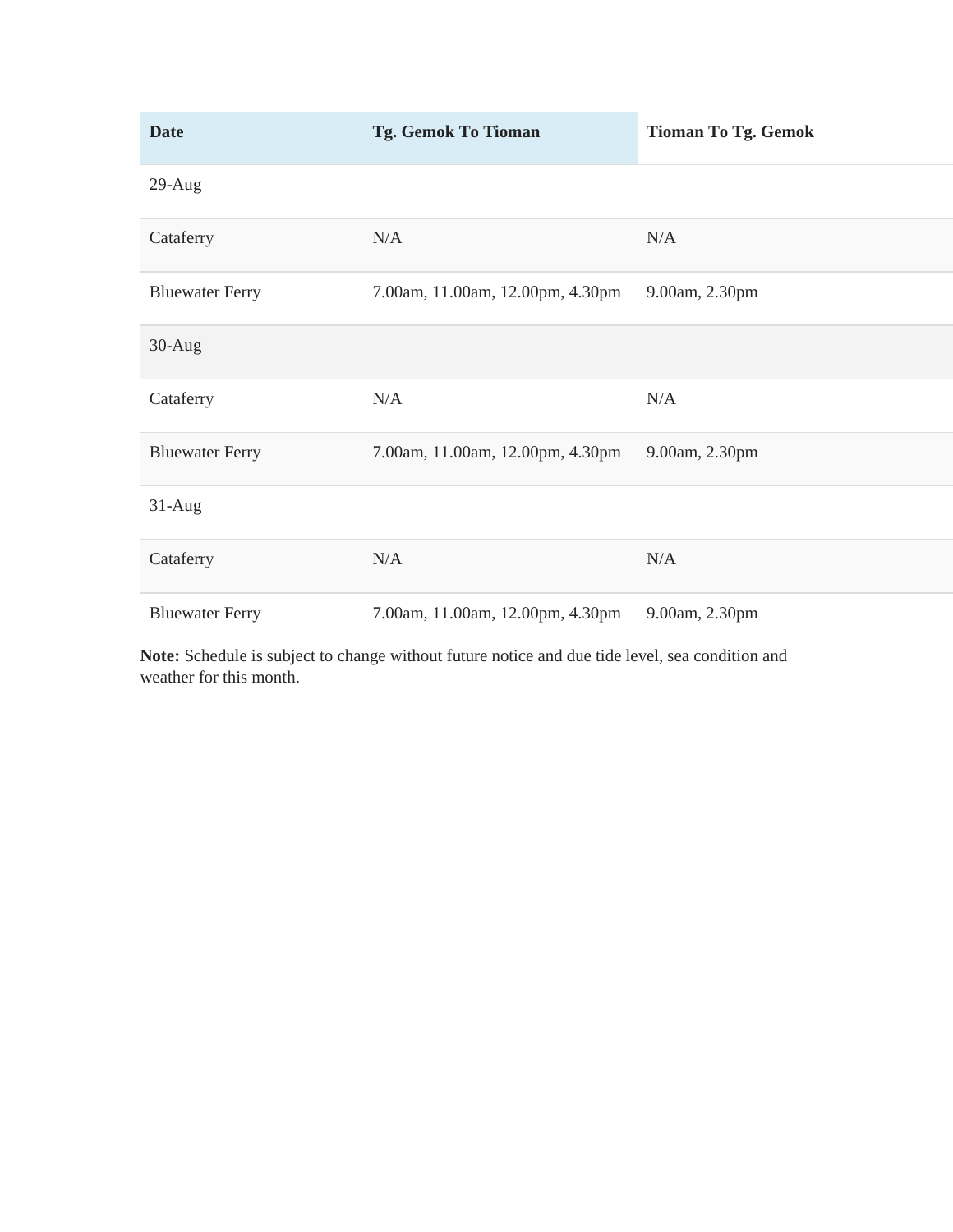| Date | Tg. Gemok To Tioman | Tioman To Tg. Gemok |
|---|---|---|
| 29-Aug | | |
| Cataferry | N/A | N/A |
| Bluewater Ferry | 7.00am, 11.00am, 12.00pm, 4.30pm | 9.00am, 2.30pm |
| 30-Aug | | |
| Cataferry | N/A | N/A |
| Bluewater Ferry | 7.00am, 11.00am, 12.00pm, 4.30pm | 9.00am, 2.30pm |
| 31-Aug | | |
| Cataferry | N/A | N/A |
| Bluewater Ferry | 7.00am, 11.00am, 12.00pm, 4.30pm | 9.00am, 2.30pm |

**Note:** Schedule is subject to change without future notice and due tide level, sea condition and weather for this month.